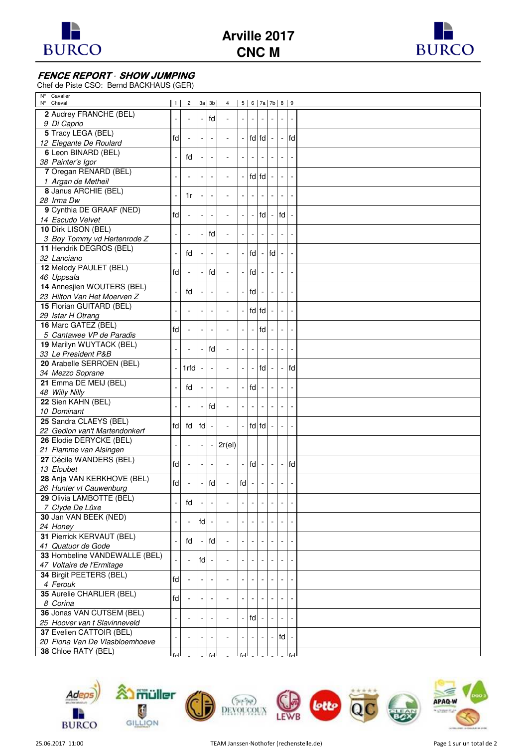# Arville 2017
## CNC M

### ***FENCE REPORT · SHOW JUMPING***

Chef de Piste CSO: Bernd BACKHAUS (GER)

| Nº Cavalier / Nº Cheval | 1 | 2 | 3a | 3b | 4 | 5 | 6 | 7a | 7b | 8 | 9 |
|---|---|---|---|---|---|---|---|---|---|---|---|
| **2** Audrey FRANCHE (BEL) / *9 Di Caprio* | - | - | - | fd | - | - | - | - | - | - | - |
| **5** Tracy LEGA (BEL) / *12 Elegante De Roulard* | fd | - | - | - | - | - | fd | fd | - | - | fd |
| **6** Leon BINARD (BEL) / *38 Painter's Igor* | - | fd | - | - | - | - | - | - | - | - | - |
| **7** Oregan RENARD (BEL) / *1 Argan de Metheil* | - | - | - | - | - | - | fd | fd | - | - | - |
| **8** Janus ARCHIE (BEL) / *28 Irma Dw* | - | 1r | - | - | - | - | - | - | - | - | - |
| **9** Cynthia DE GRAAF (NED) / *14 Escudo Velvet* | fd | - | - | - | - | - | - | fd | - | fd | - |
| **10** Dirk LISON (BEL) / *3 Boy Tommy vd Hertenrode Z* | - | - | - | fd | - | - | - | - | - | - | - |
| **11** Hendrik DEGROS (BEL) / *32 Lanciano* | - | fd | - | - | - | - | fd | - | fd | - | - |
| **12** Melody PAULET (BEL) / *46 Uppsala* | fd | - | - | fd | - | - | fd | - | - | - | - |
| **14** Annesjien WOUTERS (BEL) / *23 Hilton Van Het Moerven Z* | - | fd | - | - | - | - | fd | - | - | - | - |
| **15** Florian GUITARD (BEL) / *29 Istar H Otrang* | - | - | - | - | - | - | fd | fd | - | - | - |
| **16** Marc GATEZ (BEL) / *5 Cantawee VP de Paradis* | fd | - | - | - | - | - | - | fd | - | - | - |
| **19** Marilyn WUYTACK (BEL) / *33 Le President P&B* | - | - | - | fd | - | - | - | - | - | - | - |
| **20** Arabelle SERROEN (BEL) / *34 Mezzo Soprane* | - | 1rfd | - | - | - | - | - | fd | - | - | fd |
| **21** Emma DE MEIJ (BEL) / *48 Willy Nilly* | - | fd | - | - | - | - | fd | - | - | - | - |
| **22** Sien KAHN (BEL) / *10 Dominant* | - | - | - | fd | - | - | - | - | - | - | - |
| **25** Sandra CLAEYS (BEL) / *22 Gedion van't Martendonkerf* | fd | fd | fd | - | - | - | fd | fd | - | - | - |
| **26** Elodie DERYCKE (BEL) / *21 Flamme van Alsingen* | - | - | - | - | 2r(el) | | | | | | |
| **27** Cécile WANDERS (BEL) / *13 Eloubet* | fd | - | - | - | - | - | fd | - | - | - | fd |
| **28** Anja VAN KERKHOVE (BEL) / *26 Hunter vt Cauwenburg* | fd | - | - | fd | - | fd | - | - | - | - | - |
| **29** Olivia LAMBOTTE (BEL) / *7 Clyde De Lüxe* | - | fd | - | - | - | - | - | - | - | - | - |
| **30** Jan VAN BEEK (NED) / *24 Honey* | - | - | fd | - | - | - | - | - | - | - | - |
| **31** Pierrick KERVAUT (BEL) / *41 Quatuor de Gode* | - | fd | - | fd | - | - | - | - | - | - | - |
| **33** Hombeline VANDEWALLE (BEL) / *47 Voltaire de l'Ermitage* | - | - | fd | - | - | - | - | - | - | - | - |
| **34** Birgit PEETERS (BEL) / *4 Ferouk* | fd | - | - | - | - | - | - | - | - | - | - |
| **35** Aurelie CHARLIER (BEL) / *8 Corina* | fd | - | - | - | - | - | - | - | - | - | - |
| **36** Jonas VAN CUTSEM (BEL) / *25 Hoover van t Slavinneveld* | - | - | - | - | - | - | fd | - | - | - | - |
| **37** Evelien CATTOIR (BEL) / *20 Fiona Van De Vlasbloemhoeve* | - | - | - | - | - | - | - | - | - | fd | - |
| **38** Chloe RATY (BEL) | fd | - | - | fd | - | fd | - | - | - | - | fd |

25.06.2017 11:00 — TEAM Janssen·Nothofer (rechenstelle.de)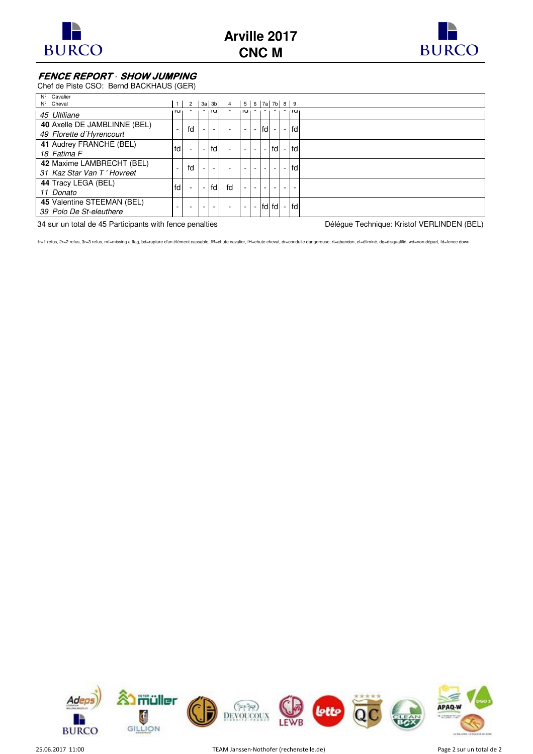# Arville 2017
# CNC M

## ***FENCE REPORT · SHOW JUMPING***

Chef de Piste CSO: Bernd BACKHAUS (GER)

| Nº Cavalier / Nº Cheval | 1 | 2 | 3a | 3b | 4 | 5 | 6 | 7a | 7b | 8 | 9 |
|---|---|---|---|---|---|---|---|---|---|---|---|
| *45 Ultiliane* | fd | - | - | fd | - | fd | - | - | - | - | fd |
| **40** Axelle DE JAMBLINNE (BEL) *49 Florette d´Hyrencourt* | - | fd | - | - | - | - | - | fd | - | - | fd |
| **41** Audrey FRANCHE (BEL) *18 Fatima F* | fd | - | - | fd | - | - | - | - | fd | - | fd |
| **42** Maxime LAMBRECHT (BEL) *31 Kaz Star Van T ' Hovreet* | - | fd | - | - | - | - | - | - | - | - | fd |
| **44** Tracy LEGA (BEL) *11 Donato* | fd | - | - | fd | fd | - | - | - | - | - | - |
| **45** Valentine STEEMAN (BEL) *39 Polo De St-eleuthere* | - | - | - | - | - | - | - | fd | fd | - | fd |

34 sur un total de 45 Participants with fence penalties

Délégue Technique: Kristof VERLINDEN (BEL)

1r=1 refus, 2r=2 refus, 3r=3 refus, mf=missing a flag, bd=rupture d'un élément cassable, fR=chute cavalier, fH=chute cheval, dr=conduite dangereuse, rt=abandon, el=éliminé, dq=disqualifié, wd=non départ, fd=fence down

25.06.2017 11:00

TEAM Janssen·Nothofer (rechenstelle.de)